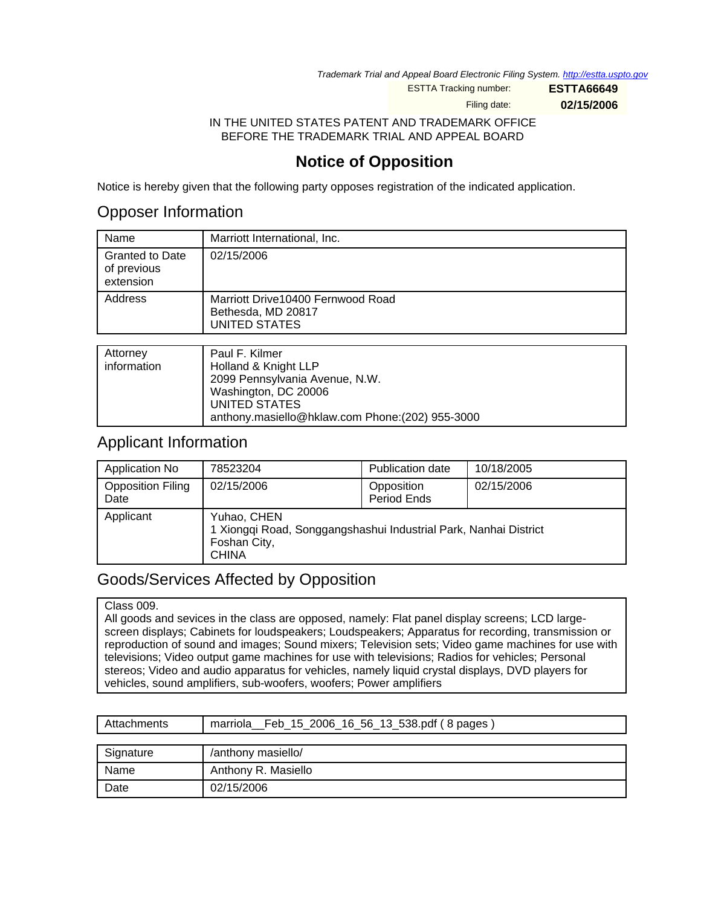Trademark Trial and Appeal Board Electronic Filing System. http://estta.uspto.gov

| ESTTA Tracking number: | ESTTA66649 |
|---|---|
| Filing date: | 02/15/2006 |

IN THE UNITED STATES PATENT AND TRADEMARK OFFICE
BEFORE THE TRADEMARK TRIAL AND APPEAL BOARD

# Notice of Opposition

Notice is hereby given that the following party opposes registration of the indicated application.

## Opposer Information

| Name | Marriott International, Inc. |
|---|---|
| Granted to Date of previous extension | 02/15/2006 |
| Address | Marriott Drive10400 Fernwood Road<br>Bethesda, MD 20817<br>UNITED STATES |

| Attorney information | Paul F. Kilmer<br>Holland & Knight LLP<br>2099 Pennsylvania Avenue, N.W.<br>Washington, DC 20006<br>UNITED STATES<br>anthony.masiello@hklaw.com Phone:(202) 955-3000 |
|---|---|

## Applicant Information

| Application No | 78523204 | Publication date | 10/18/2005 |
|---|---|---|---|
| Opposition Filing Date | 02/15/2006 | Opposition Period Ends | 02/15/2006 |
| Applicant | Yuhao, CHEN<br>1 Xiongqi Road, Songgangshashui Industrial Park, Nanhai District<br>Foshan City,<br>CHINA | | |

## Goods/Services Affected by Opposition

Class 009.
All goods and sevices in the class are opposed, namely: Flat panel display screens; LCD large-screen displays; Cabinets for loudspeakers; Loudspeakers; Apparatus for recording, transmission or reproduction of sound and images; Sound mixers; Television sets; Video game machines for use with televisions; Video output game machines for use with televisions; Radios for vehicles; Personal stereos; Video and audio apparatus for vehicles, namely liquid crystal displays, DVD players for vehicles, sound amplifiers, sub-woofers, woofers; Power amplifiers

| Attachments | marriola__Feb_15_2006_16_56_13_538.pdf ( 8 pages ) |
|---|---|

| Signature | /anthony masiello/ |
|---|---|
| Name | Anthony R. Masiello |
| Date | 02/15/2006 |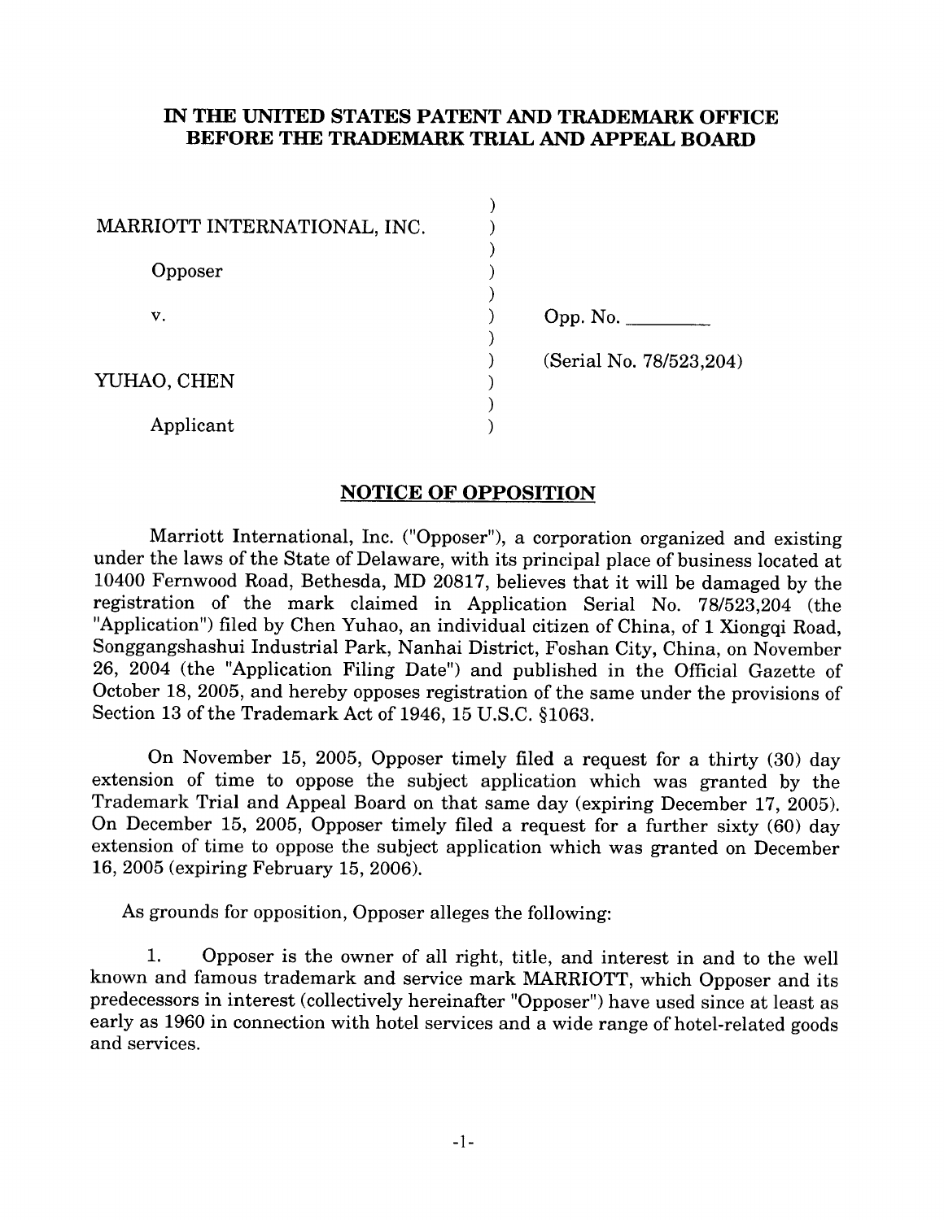# IN THE UNITED STATES PATENT AND TRADEMARK OFFICE
# BEFORE THE TRADEMARK TRIAL AND APPEAL BOARD

| | | |
|---|---|---|
| MARRIOTT INTERNATIONAL, INC. | ) | |
| Opposer | ) | |
| v. | ) | Opp. No. ________ |
| | ) | (Serial No. 78/523,204) |
| YUHAO, CHEN | ) | |
| Applicant | ) | |

## NOTICE OF OPPOSITION

Marriott International, Inc. ("Opposer"), a corporation organized and existing under the laws of the State of Delaware, with its principal place of business located at 10400 Fernwood Road, Bethesda, MD 20817, believes that it will be damaged by the registration of the mark claimed in Application Serial No. 78/523,204 (the "Application") filed by Chen Yuhao, an individual citizen of China, of 1 Xiongqi Road, Songgangshashui Industrial Park, Nanhai District, Foshan City, China, on November 26, 2004 (the "Application Filing Date") and published in the Official Gazette of October 18, 2005, and hereby opposes registration of the same under the provisions of Section 13 of the Trademark Act of 1946, 15 U.S.C. §1063.

On November 15, 2005, Opposer timely filed a request for a thirty (30) day extension of time to oppose the subject application which was granted by the Trademark Trial and Appeal Board on that same day (expiring December 17, 2005). On December 15, 2005, Opposer timely filed a request for a further sixty (60) day extension of time to oppose the subject application which was granted on December 16, 2005 (expiring February 15, 2006).

As grounds for opposition, Opposer alleges the following:

1. Opposer is the owner of all right, title, and interest in and to the well known and famous trademark and service mark MARRIOTT, which Opposer and its predecessors in interest (collectively hereinafter "Opposer") have used since at least as early as 1960 in connection with hotel services and a wide range of hotel-related goods and services.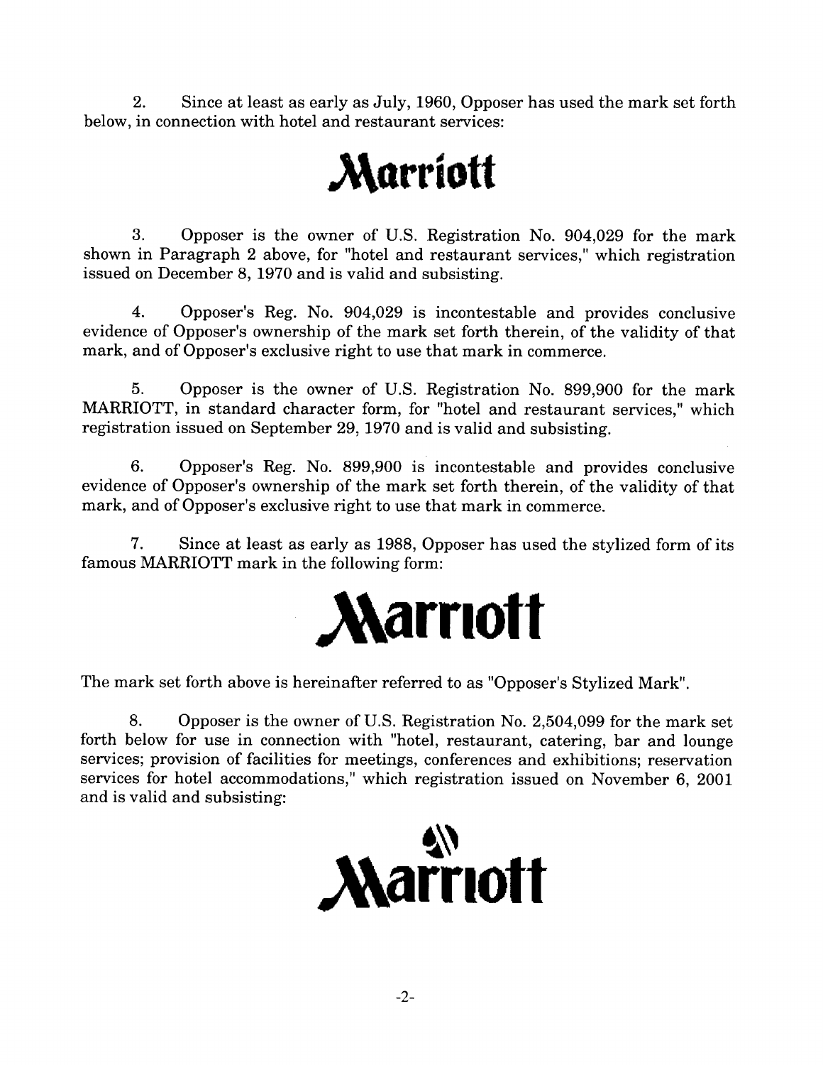2. Since at least as early as July, 1960, Opposer has used the mark set forth below, in connection with hotel and restaurant services:

**Marriott**

3. Opposer is the owner of U.S. Registration No. 904,029 for the mark shown in Paragraph 2 above, for "hotel and restaurant services," which registration issued on December 8, 1970 and is valid and subsisting.

4. Opposer's Reg. No. 904,029 is incontestable and provides conclusive evidence of Opposer's ownership of the mark set forth therein, of the validity of that mark, and of Opposer's exclusive right to use that mark in commerce.

5. Opposer is the owner of U.S. Registration No. 899,900 for the mark MARRIOTT, in standard character form, for "hotel and restaurant services," which registration issued on September 29, 1970 and is valid and subsisting.

6. Opposer's Reg. No. 899,900 is incontestable and provides conclusive evidence of Opposer's ownership of the mark set forth therein, of the validity of that mark, and of Opposer's exclusive right to use that mark in commerce.

7. Since at least as early as 1988, Opposer has used the stylized form of its famous MARRIOTT mark in the following form:

**Marriott**

The mark set forth above is hereinafter referred to as "Opposer's Stylized Mark".

8. Opposer is the owner of U.S. Registration No. 2,504,099 for the mark set forth below for use in connection with "hotel, restaurant, catering, bar and lounge services; provision of facilities for meetings, conferences and exhibitions; reservation services for hotel accommodations," which registration issued on November 6, 2001 and is valid and subsisting:

**Marriott**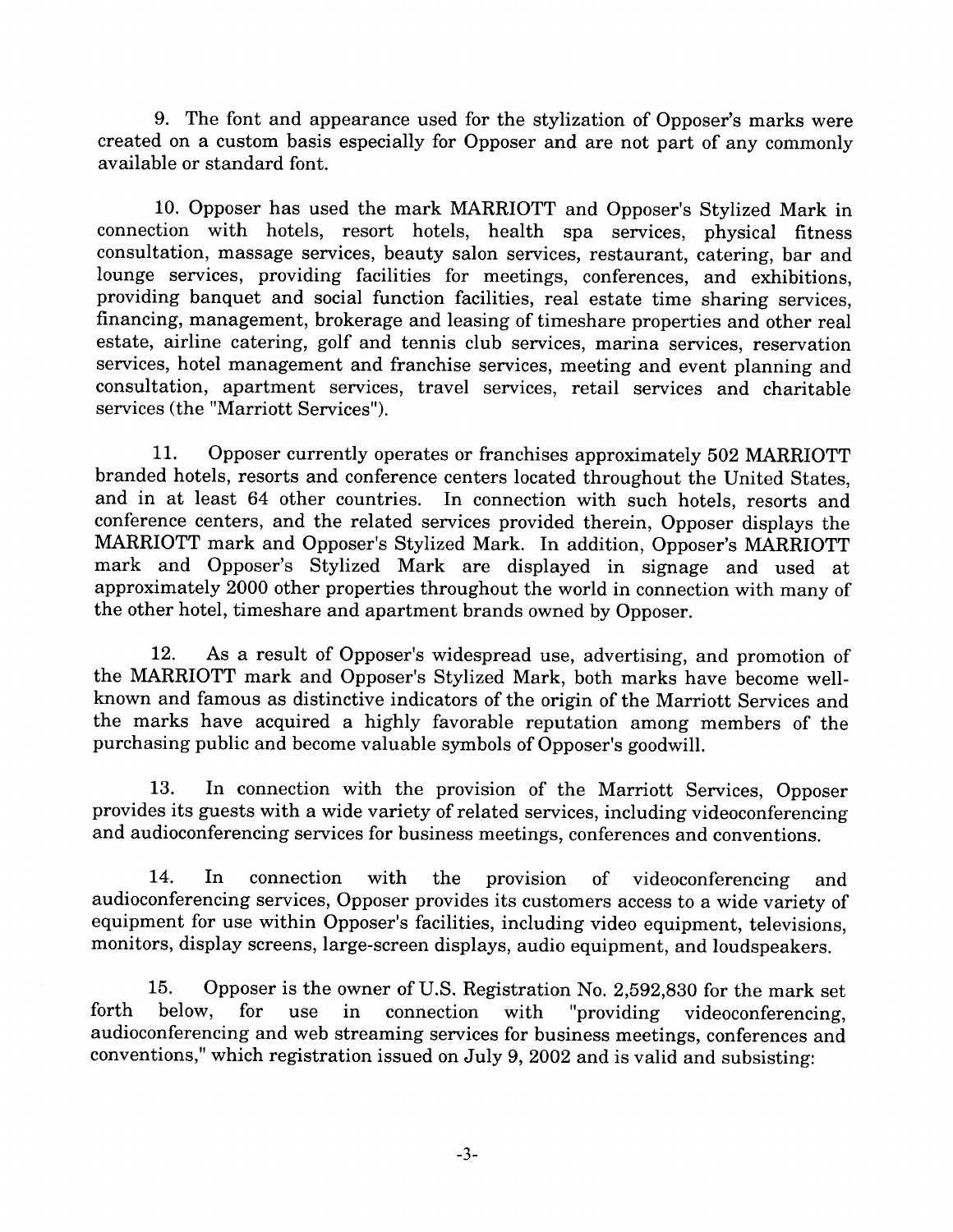9. The font and appearance used for the stylization of Opposer's marks were created on a custom basis especially for Opposer and are not part of any commonly available or standard font.

10. Opposer has used the mark MARRIOTT and Opposer's Stylized Mark in connection with hotels, resort hotels, health spa services, physical fitness consultation, massage services, beauty salon services, restaurant, catering, bar and lounge services, providing facilities for meetings, conferences, and exhibitions, providing banquet and social function facilities, real estate time sharing services, financing, management, brokerage and leasing of timeshare properties and other real estate, airline catering, golf and tennis club services, marina services, reservation services, hotel management and franchise services, meeting and event planning and consultation, apartment services, travel services, retail services and charitable services (the "Marriott Services").

11. Opposer currently operates or franchises approximately 502 MARRIOTT branded hotels, resorts and conference centers located throughout the United States, and in at least 64 other countries. In connection with such hotels, resorts and conference centers, and the related services provided therein, Opposer displays the MARRIOTT mark and Opposer's Stylized Mark. In addition, Opposer's MARRIOTT mark and Opposer's Stylized Mark are displayed in signage and used at approximately 2000 other properties throughout the world in connection with many of the other hotel, timeshare and apartment brands owned by Opposer.

12. As a result of Opposer's widespread use, advertising, and promotion of the MARRIOTT mark and Opposer's Stylized Mark, both marks have become well-known and famous as distinctive indicators of the origin of the Marriott Services and the marks have acquired a highly favorable reputation among members of the purchasing public and become valuable symbols of Opposer's goodwill.

13. In connection with the provision of the Marriott Services, Opposer provides its guests with a wide variety of related services, including videoconferencing and audioconferencing services for business meetings, conferences and conventions.

14. In connection with the provision of videoconferencing and audioconferencing services, Opposer provides its customers access to a wide variety of equipment for use within Opposer's facilities, including video equipment, televisions, monitors, display screens, large-screen displays, audio equipment, and loudspeakers.

15. Opposer is the owner of U.S. Registration No. 2,592,830 for the mark set forth below, for use in connection with "providing videoconferencing, audioconferencing and web streaming services for business meetings, conferences and conventions," which registration issued on July 9, 2002 and is valid and subsisting: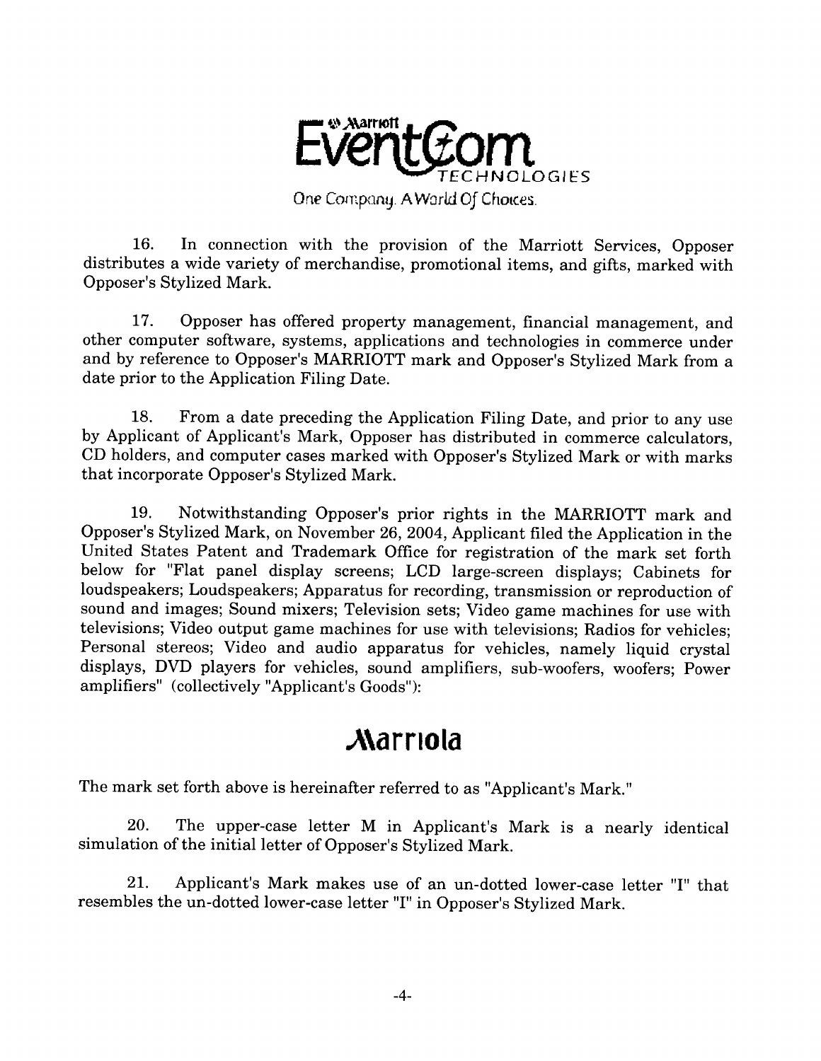Marriott EventCom TECHNOLOGIES

One Company. A World Of Choices.

16. In connection with the provision of the Marriott Services, Opposer distributes a wide variety of merchandise, promotional items, and gifts, marked with Opposer's Stylized Mark.

17. Opposer has offered property management, financial management, and other computer software, systems, applications and technologies in commerce under and by reference to Opposer's MARRIOTT mark and Opposer's Stylized Mark from a date prior to the Application Filing Date.

18. From a date preceding the Application Filing Date, and prior to any use by Applicant of Applicant's Mark, Opposer has distributed in commerce calculators, CD holders, and computer cases marked with Opposer's Stylized Mark or with marks that incorporate Opposer's Stylized Mark.

19. Notwithstanding Opposer's prior rights in the MARRIOTT mark and Opposer's Stylized Mark, on November 26, 2004, Applicant filed the Application in the United States Patent and Trademark Office for registration of the mark set forth below for "Flat panel display screens; LCD large-screen displays; Cabinets for loudspeakers; Loudspeakers; Apparatus for recording, transmission or reproduction of sound and images; Sound mixers; Television sets; Video game machines for use with televisions; Video output game machines for use with televisions; Radios for vehicles; Personal stereos; Video and audio apparatus for vehicles, namely liquid crystal displays, DVD players for vehicles, sound amplifiers, sub-woofers, woofers; Power amplifiers" (collectively "Applicant's Goods"):

**Marriola**

The mark set forth above is hereinafter referred to as "Applicant's Mark."

20. The upper-case letter M in Applicant's Mark is a nearly identical simulation of the initial letter of Opposer's Stylized Mark.

21. Applicant's Mark makes use of an un-dotted lower-case letter "I" that resembles the un-dotted lower-case letter "I" in Opposer's Stylized Mark.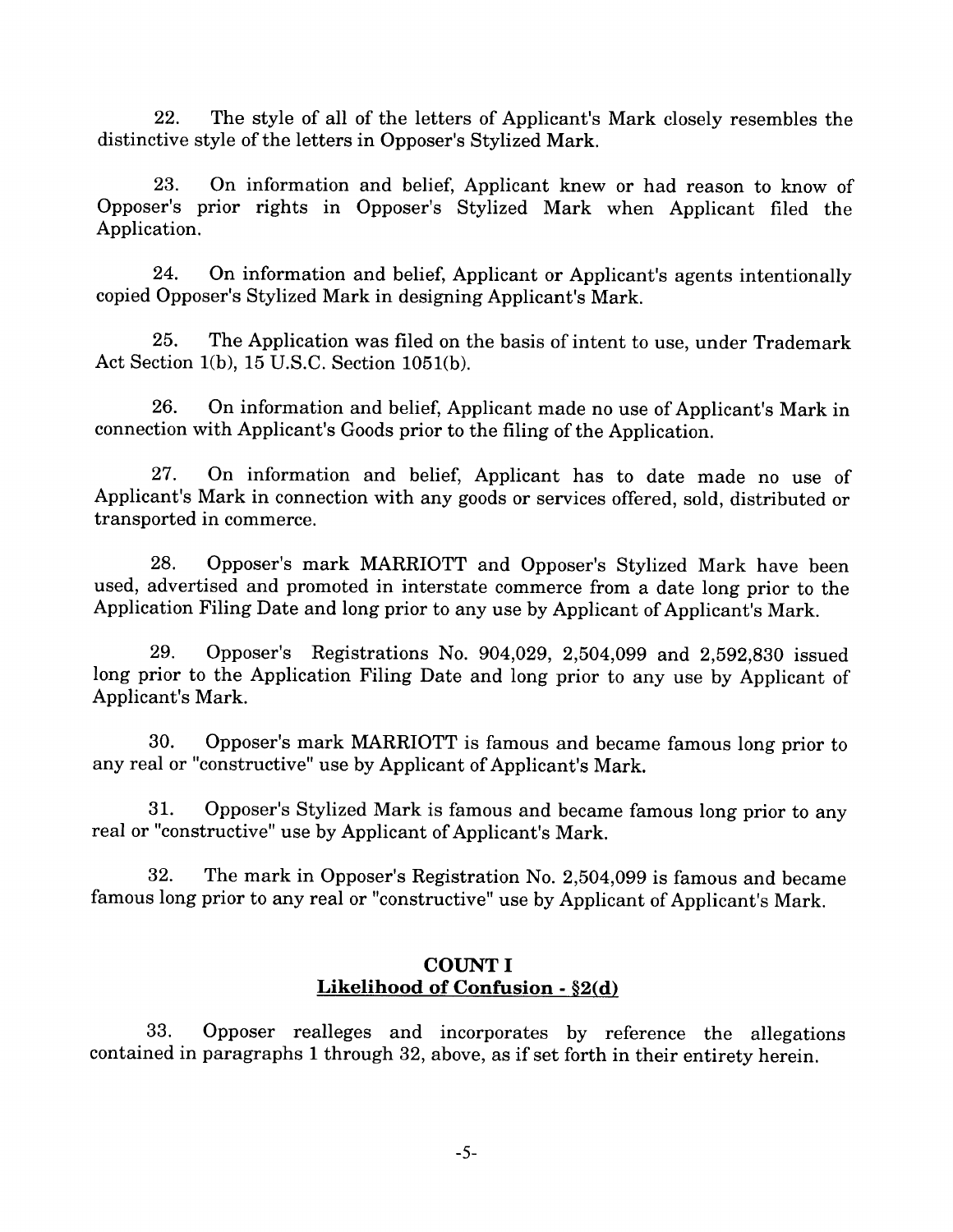22. The style of all of the letters of Applicant's Mark closely resembles the distinctive style of the letters in Opposer's Stylized Mark.

23. On information and belief, Applicant knew or had reason to know of Opposer's prior rights in Opposer's Stylized Mark when Applicant filed the Application.

24. On information and belief, Applicant or Applicant's agents intentionally copied Opposer's Stylized Mark in designing Applicant's Mark.

25. The Application was filed on the basis of intent to use, under Trademark Act Section 1(b), 15 U.S.C. Section 1051(b).

26. On information and belief, Applicant made no use of Applicant's Mark in connection with Applicant's Goods prior to the filing of the Application.

27. On information and belief, Applicant has to date made no use of Applicant's Mark in connection with any goods or services offered, sold, distributed or transported in commerce.

28. Opposer's mark MARRIOTT and Opposer's Stylized Mark have been used, advertised and promoted in interstate commerce from a date long prior to the Application Filing Date and long prior to any use by Applicant of Applicant's Mark.

29. Opposer's Registrations No. 904,029, 2,504,099 and 2,592,830 issued long prior to the Application Filing Date and long prior to any use by Applicant of Applicant's Mark.

30. Opposer's mark MARRIOTT is famous and became famous long prior to any real or "constructive" use by Applicant of Applicant's Mark.

31. Opposer's Stylized Mark is famous and became famous long prior to any real or "constructive" use by Applicant of Applicant's Mark.

32. The mark in Opposer's Registration No. 2,504,099 is famous and became famous long prior to any real or "constructive" use by Applicant of Applicant's Mark.

## COUNT I
## Likelihood of Confusion - §2(d)

33. Opposer realleges and incorporates by reference the allegations contained in paragraphs 1 through 32, above, as if set forth in their entirety herein.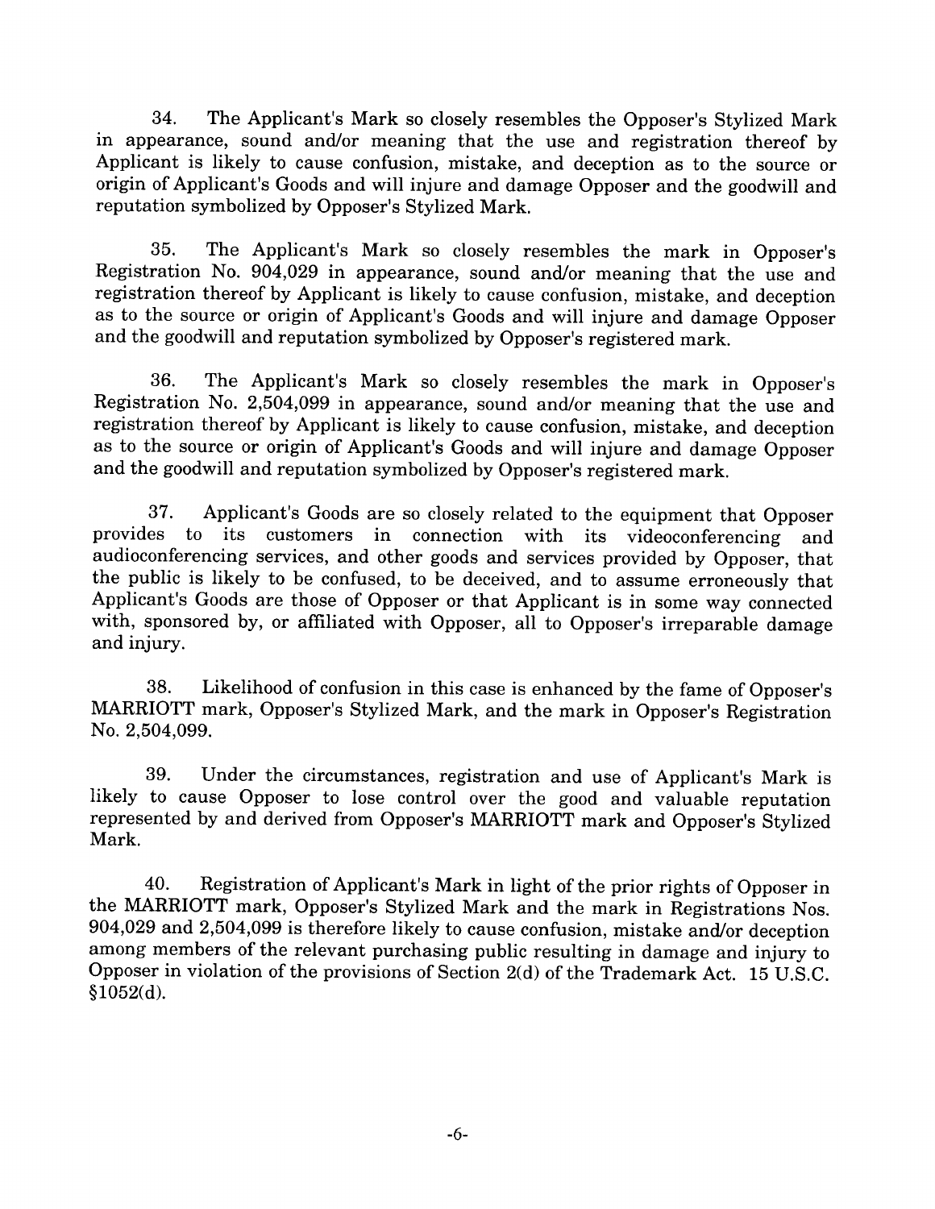34. The Applicant's Mark so closely resembles the Opposer's Stylized Mark in appearance, sound and/or meaning that the use and registration thereof by Applicant is likely to cause confusion, mistake, and deception as to the source or origin of Applicant's Goods and will injure and damage Opposer and the goodwill and reputation symbolized by Opposer's Stylized Mark.

35. The Applicant's Mark so closely resembles the mark in Opposer's Registration No. 904,029 in appearance, sound and/or meaning that the use and registration thereof by Applicant is likely to cause confusion, mistake, and deception as to the source or origin of Applicant's Goods and will injure and damage Opposer and the goodwill and reputation symbolized by Opposer's registered mark.

36. The Applicant's Mark so closely resembles the mark in Opposer's Registration No. 2,504,099 in appearance, sound and/or meaning that the use and registration thereof by Applicant is likely to cause confusion, mistake, and deception as to the source or origin of Applicant's Goods and will injure and damage Opposer and the goodwill and reputation symbolized by Opposer's registered mark.

37. Applicant's Goods are so closely related to the equipment that Opposer provides to its customers in connection with its videoconferencing and audioconferencing services, and other goods and services provided by Opposer, that the public is likely to be confused, to be deceived, and to assume erroneously that Applicant's Goods are those of Opposer or that Applicant is in some way connected with, sponsored by, or affiliated with Opposer, all to Opposer's irreparable damage and injury.

38. Likelihood of confusion in this case is enhanced by the fame of Opposer's MARRIOTT mark, Opposer's Stylized Mark, and the mark in Opposer's Registration No. 2,504,099.

39. Under the circumstances, registration and use of Applicant's Mark is likely to cause Opposer to lose control over the good and valuable reputation represented by and derived from Opposer's MARRIOTT mark and Opposer's Stylized Mark.

40. Registration of Applicant's Mark in light of the prior rights of Opposer in the MARRIOTT mark, Opposer's Stylized Mark and the mark in Registrations Nos. 904,029 and 2,504,099 is therefore likely to cause confusion, mistake and/or deception among members of the relevant purchasing public resulting in damage and injury to Opposer in violation of the provisions of Section 2(d) of the Trademark Act. 15 U.S.C. §1052(d).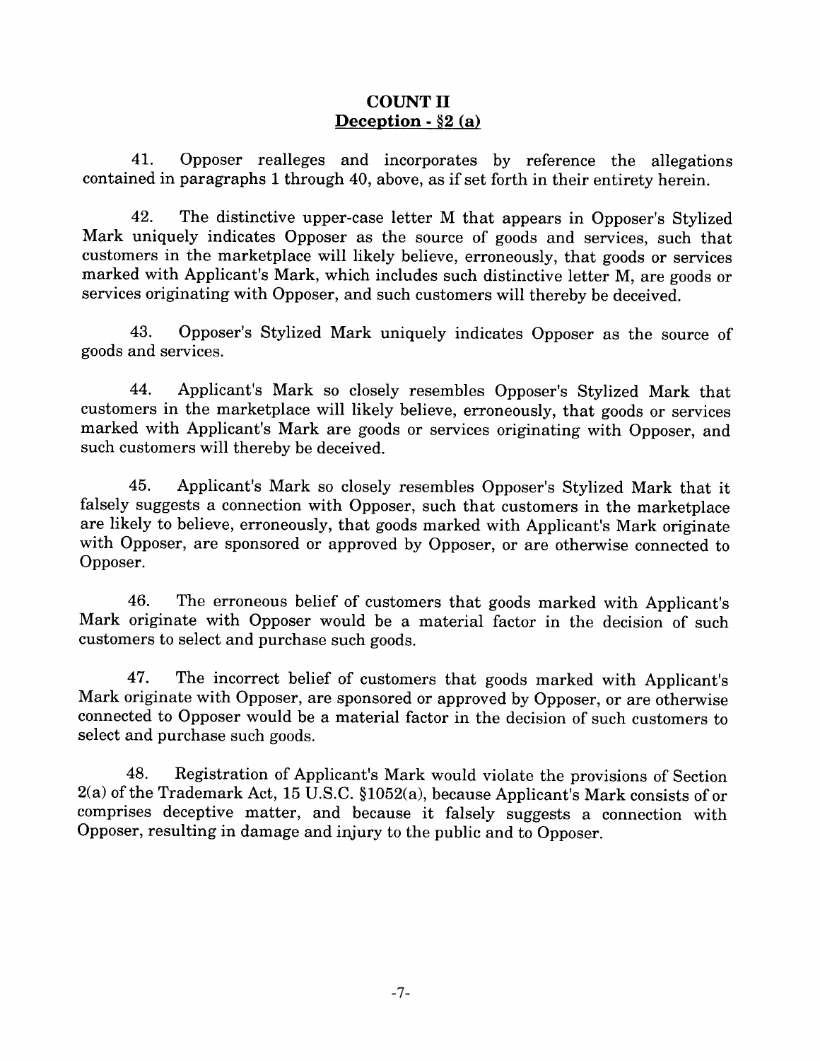## COUNT II
## Deception - §2 (a)

41. Opposer realleges and incorporates by reference the allegations contained in paragraphs 1 through 40, above, as if set forth in their entirety herein.

42. The distinctive upper-case letter M that appears in Opposer's Stylized Mark uniquely indicates Opposer as the source of goods and services, such that customers in the marketplace will likely believe, erroneously, that goods or services marked with Applicant's Mark, which includes such distinctive letter M, are goods or services originating with Opposer, and such customers will thereby be deceived.

43. Opposer's Stylized Mark uniquely indicates Opposer as the source of goods and services.

44. Applicant's Mark so closely resembles Opposer's Stylized Mark that customers in the marketplace will likely believe, erroneously, that goods or services marked with Applicant's Mark are goods or services originating with Opposer, and such customers will thereby be deceived.

45. Applicant's Mark so closely resembles Opposer's Stylized Mark that it falsely suggests a connection with Opposer, such that customers in the marketplace are likely to believe, erroneously, that goods marked with Applicant's Mark originate with Opposer, are sponsored or approved by Opposer, or are otherwise connected to Opposer.

46. The erroneous belief of customers that goods marked with Applicant's Mark originate with Opposer would be a material factor in the decision of such customers to select and purchase such goods.

47. The incorrect belief of customers that goods marked with Applicant's Mark originate with Opposer, are sponsored or approved by Opposer, or are otherwise connected to Opposer would be a material factor in the decision of such customers to select and purchase such goods.

48. Registration of Applicant's Mark would violate the provisions of Section 2(a) of the Trademark Act, 15 U.S.C. §1052(a), because Applicant's Mark consists of or comprises deceptive matter, and because it falsely suggests a connection with Opposer, resulting in damage and injury to the public and to Opposer.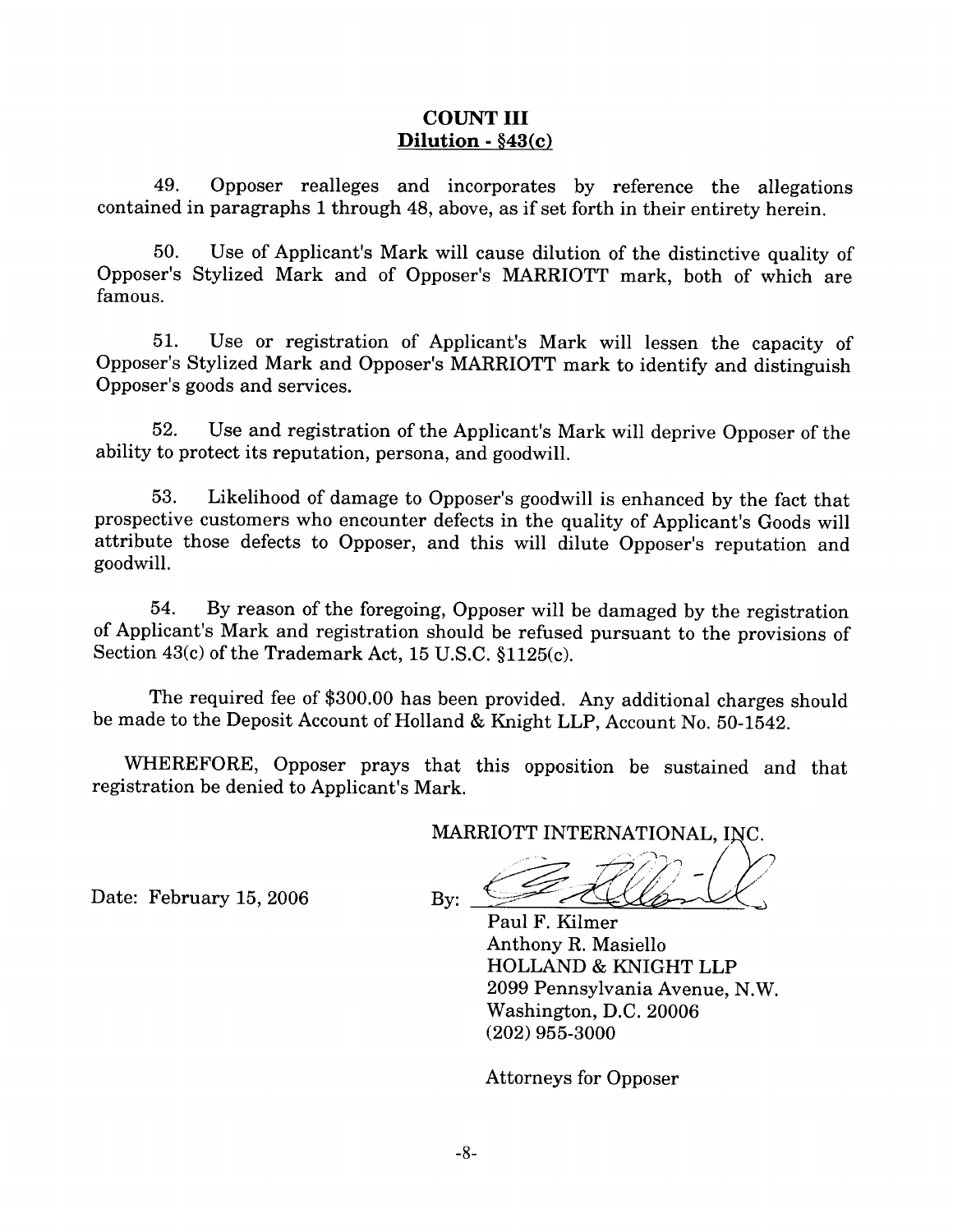**COUNT III**
**Dilution - §43(c)**

49. Opposer realleges and incorporates by reference the allegations contained in paragraphs 1 through 48, above, as if set forth in their entirety herein.

50. Use of Applicant's Mark will cause dilution of the distinctive quality of Opposer's Stylized Mark and of Opposer's MARRIOTT mark, both of which are famous.

51. Use or registration of Applicant's Mark will lessen the capacity of Opposer's Stylized Mark and Opposer's MARRIOTT mark to identify and distinguish Opposer's goods and services.

52. Use and registration of the Applicant's Mark will deprive Opposer of the ability to protect its reputation, persona, and goodwill.

53. Likelihood of damage to Opposer's goodwill is enhanced by the fact that prospective customers who encounter defects in the quality of Applicant's Goods will attribute those defects to Opposer, and this will dilute Opposer's reputation and goodwill.

54. By reason of the foregoing, Opposer will be damaged by the registration of Applicant's Mark and registration should be refused pursuant to the provisions of Section 43(c) of the Trademark Act, 15 U.S.C. §1125(c).

The required fee of $300.00 has been provided. Any additional charges should be made to the Deposit Account of Holland & Knight LLP, Account No. 50-1542.

WHEREFORE, Opposer prays that this opposition be sustained and that registration be denied to Applicant's Mark.

MARRIOTT INTERNATIONAL, INC.

Date: February 15, 2006

By: ______________________

Paul F. Kilmer
Anthony R. Masiello
HOLLAND & KNIGHT LLP
2099 Pennsylvania Avenue, N.W.
Washington, D.C. 20006
(202) 955-3000

Attorneys for Opposer